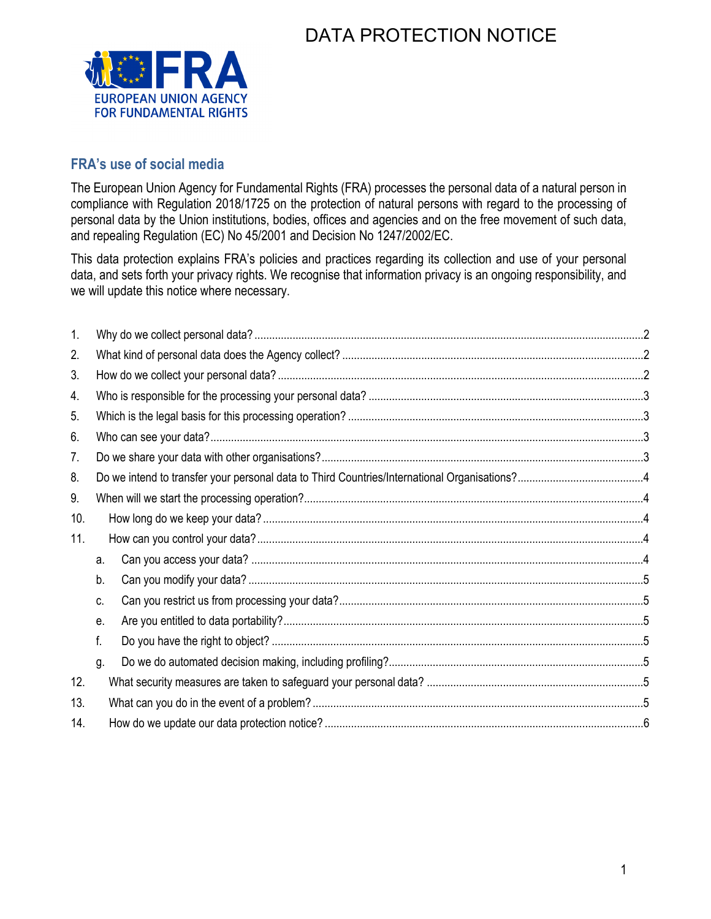# DATA PROTECTION NOTICE

EUROPEAN UNION AGENCY FOR FUNDAMENTAL RIGHTS

## FRA's use of social media

The European Union Agency for Fundamental Rights (FRA) processes the personal data of a natural person in compliance with Regulation 2018/1725 on the protection of natural persons with regard to the processing of personal data by the Union institutions, bodies, offices and agencies and on the free movement of such data, and repealing Regulation (EC) No 45/2001 and Decision No 1247/2002/EC.

This data protection explains FRA's policies and practices regarding its collection and use of your personal data, and sets forth your privacy rights. We recognise that information privacy is an ongoing responsibility, and we will update this notice where necessary.

1. Why do we collect personal data? ... 2
2. What kind of personal data does the Agency collect? ... 2
3. How do we collect your personal data? ... 2
4. Who is responsible for the processing your personal data? ... 3
5. Which is the legal basis for this processing operation? ... 3
6. Who can see your data? ... 3
7. Do we share your data with other organisations? ... 3
8. Do we intend to transfer your personal data to Third Countries/International Organisations? ... 4
9. When will we start the processing operation? ... 4
10. How long do we keep your data? ... 4
11. How can you control your data? ... 4
    - a. Can you access your data? ... 4
    - b. Can you modify your data? ... 5
    - c. Can you restrict us from processing your data? ... 5
    - e. Are you entitled to data portability? ... 5
    - f. Do you have the right to object? ... 5
    - g. Do we do automated decision making, including profiling? ... 5
12. What security measures are taken to safeguard your personal data? ... 5
13. What can you do in the event of a problem? ... 5
14. How do we update our data protection notice? ... 6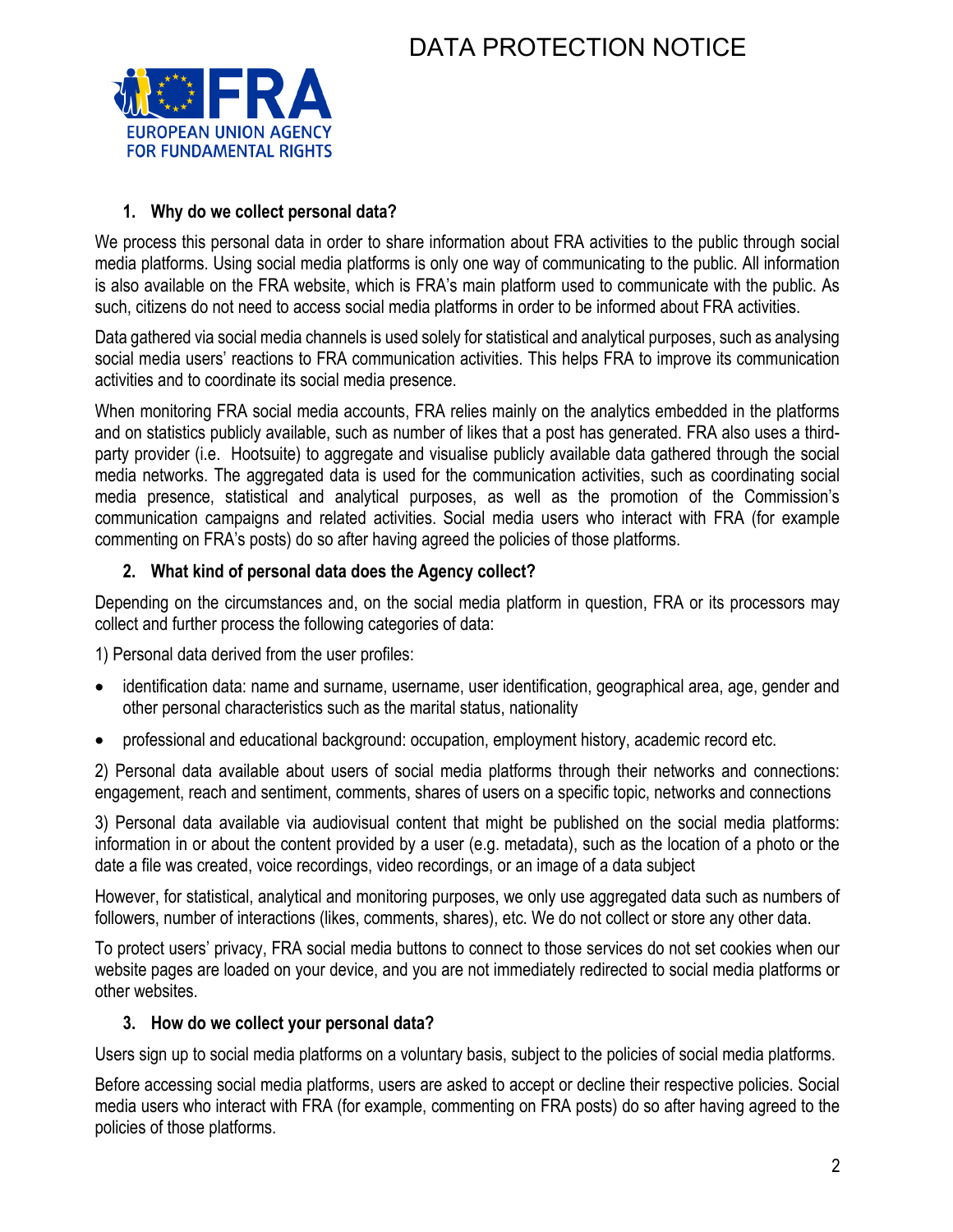### 1. Why do we collect personal data?

We process this personal data in order to share information about FRA activities to the public through social media platforms. Using social media platforms is only one way of communicating to the public. All information is also available on the FRA website, which is FRA's main platform used to communicate with the public. As such, citizens do not need to access social media platforms in order to be informed about FRA activities.

Data gathered via social media channels is used solely for statistical and analytical purposes, such as analysing social media users' reactions to FRA communication activities. This helps FRA to improve its communication activities and to coordinate its social media presence.

When monitoring FRA social media accounts, FRA relies mainly on the analytics embedded in the platforms and on statistics publicly available, such as number of likes that a post has generated. FRA also uses a third-party provider (i.e. Hootsuite) to aggregate and visualise publicly available data gathered through the social media networks. The aggregated data is used for the communication activities, such as coordinating social media presence, statistical and analytical purposes, as well as the promotion of the Commission's communication campaigns and related activities. Social media users who interact with FRA (for example commenting on FRA's posts) do so after having agreed the policies of those platforms.

### 2. What kind of personal data does the Agency collect?

Depending on the circumstances and, on the social media platform in question, FRA or its processors may collect and further process the following categories of data:

1) Personal data derived from the user profiles:

- identification data: name and surname, username, user identification, geographical area, age, gender and other personal characteristics such as the marital status, nationality
- professional and educational background: occupation, employment history, academic record etc.

2) Personal data available about users of social media platforms through their networks and connections: engagement, reach and sentiment, comments, shares of users on a specific topic, networks and connections

3) Personal data available via audiovisual content that might be published on the social media platforms: information in or about the content provided by a user (e.g. metadata), such as the location of a photo or the date a file was created, voice recordings, video recordings, or an image of a data subject

However, for statistical, analytical and monitoring purposes, we only use aggregated data such as numbers of followers, number of interactions (likes, comments, shares), etc. We do not collect or store any other data.

To protect users' privacy, FRA social media buttons to connect to those services do not set cookies when our website pages are loaded on your device, and you are not immediately redirected to social media platforms or other websites.

### 3. How do we collect your personal data?

Users sign up to social media platforms on a voluntary basis, subject to the policies of social media platforms.

Before accessing social media platforms, users are asked to accept or decline their respective policies. Social media users who interact with FRA (for example, commenting on FRA posts) do so after having agreed to the policies of those platforms.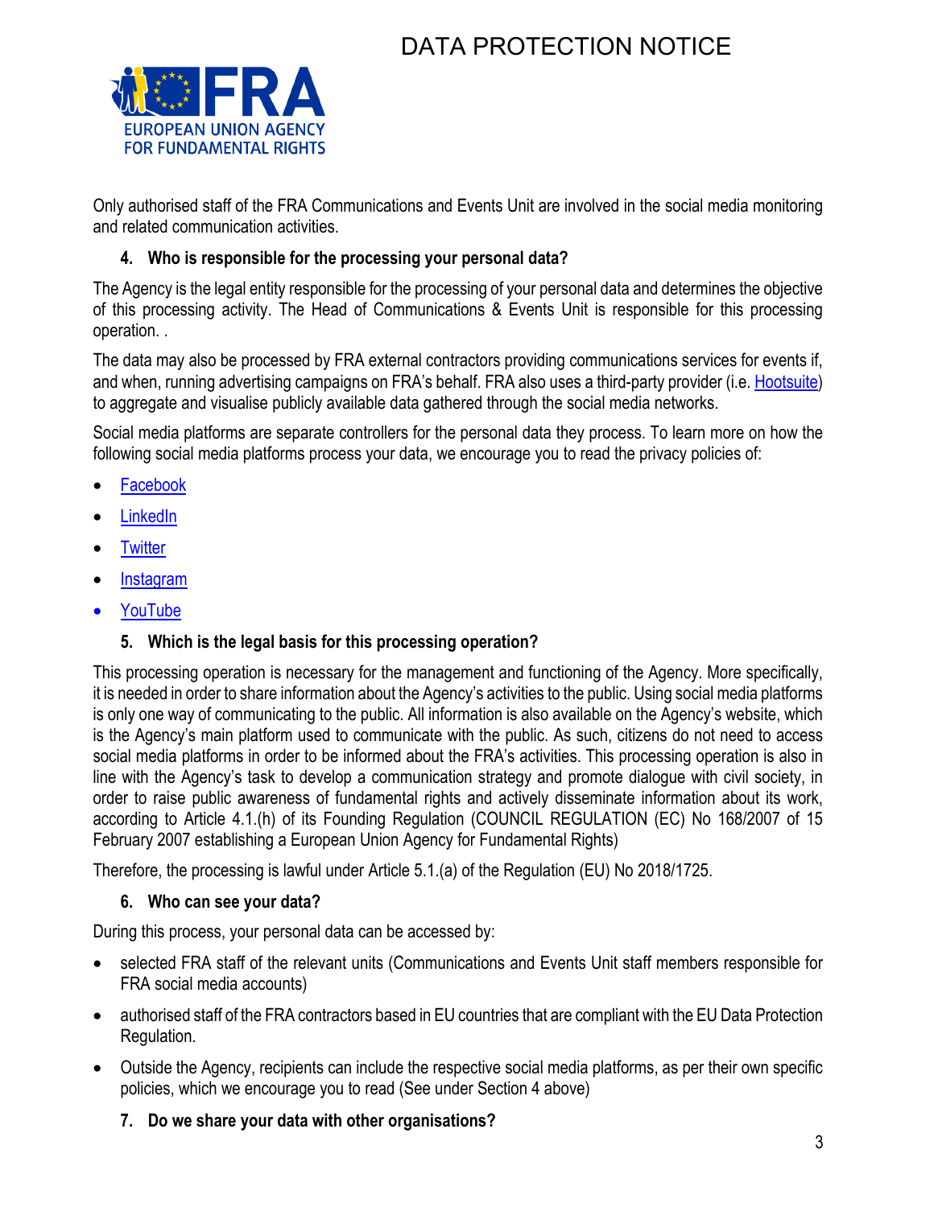Only authorised staff of the FRA Communications and Events Unit are involved in the social media monitoring and related communication activities.

### 4. Who is responsible for the processing your personal data?

The Agency is the legal entity responsible for the processing of your personal data and determines the objective of this processing activity. The Head of Communications & Events Unit is responsible for this processing operation. .

The data may also be processed by FRA external contractors providing communications services for events if, and when, running advertising campaigns on FRA's behalf. FRA also uses a third-party provider (i.e. Hootsuite) to aggregate and visualise publicly available data gathered through the social media networks.

Social media platforms are separate controllers for the personal data they process. To learn more on how the following social media platforms process your data, we encourage you to read the privacy policies of:

- Facebook
- LinkedIn
- Twitter
- Instagram
- YouTube

### 5. Which is the legal basis for this processing operation?

This processing operation is necessary for the management and functioning of the Agency. More specifically, it is needed in order to share information about the Agency's activities to the public. Using social media platforms is only one way of communicating to the public. All information is also available on the Agency's website, which is the Agency's main platform used to communicate with the public. As such, citizens do not need to access social media platforms in order to be informed about the FRA's activities. This processing operation is also in line with the Agency's task to develop a communication strategy and promote dialogue with civil society, in order to raise public awareness of fundamental rights and actively disseminate information about its work, according to Article 4.1.(h) of its Founding Regulation (COUNCIL REGULATION (EC) No 168/2007 of 15 February 2007 establishing a European Union Agency for Fundamental Rights)

Therefore, the processing is lawful under Article 5.1.(a) of the Regulation (EU) No 2018/1725.

### 6. Who can see your data?

During this process, your personal data can be accessed by:

- selected FRA staff of the relevant units (Communications and Events Unit staff members responsible for FRA social media accounts)
- authorised staff of the FRA contractors based in EU countries that are compliant with the EU Data Protection Regulation.
- Outside the Agency, recipients can include the respective social media platforms, as per their own specific policies, which we encourage you to read (See under Section 4 above)

### 7. Do we share your data with other organisations?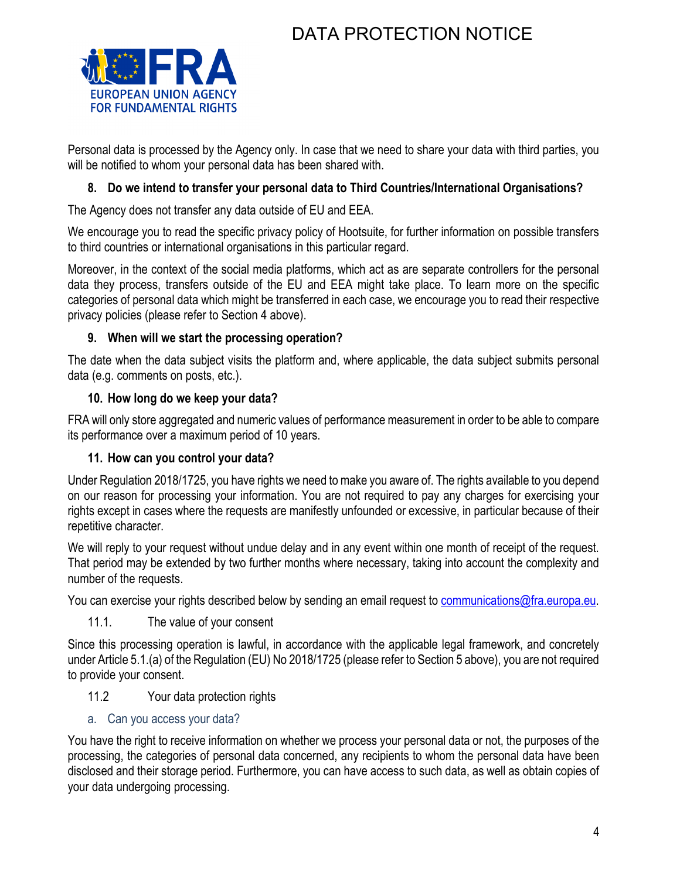Personal data is processed by the Agency only. In case that we need to share your data with third parties, you will be notified to whom your personal data has been shared with.

### 8. Do we intend to transfer your personal data to Third Countries/International Organisations?

The Agency does not transfer any data outside of EU and EEA.

We encourage you to read the specific privacy policy of Hootsuite, for further information on possible transfers to third countries or international organisations in this particular regard.

Moreover, in the context of the social media platforms, which act as are separate controllers for the personal data they process, transfers outside of the EU and EEA might take place. To learn more on the specific categories of personal data which might be transferred in each case, we encourage you to read their respective privacy policies (please refer to Section 4 above).

### 9. When will we start the processing operation?

The date when the data subject visits the platform and, where applicable, the data subject submits personal data (e.g. comments on posts, etc.).

### 10. How long do we keep your data?

FRA will only store aggregated and numeric values of performance measurement in order to be able to compare its performance over a maximum period of 10 years.

### 11. How can you control your data?

Under Regulation 2018/1725, you have rights we need to make you aware of. The rights available to you depend on our reason for processing your information. You are not required to pay any charges for exercising your rights except in cases where the requests are manifestly unfounded or excessive, in particular because of their repetitive character.

We will reply to your request without undue delay and in any event within one month of receipt of the request. That period may be extended by two further months where necessary, taking into account the complexity and number of the requests.

You can exercise your rights described below by sending an email request to communications@fra.europa.eu.

#### 11.1. The value of your consent

Since this processing operation is lawful, in accordance with the applicable legal framework, and concretely under Article 5.1.(a) of the Regulation (EU) No 2018/1725 (please refer to Section 5 above), you are not required to provide your consent.

#### 11.2 Your data protection rights

##### a. Can you access your data?

You have the right to receive information on whether we process your personal data or not, the purposes of the processing, the categories of personal data concerned, any recipients to whom the personal data have been disclosed and their storage period. Furthermore, you can have access to such data, as well as obtain copies of your data undergoing processing.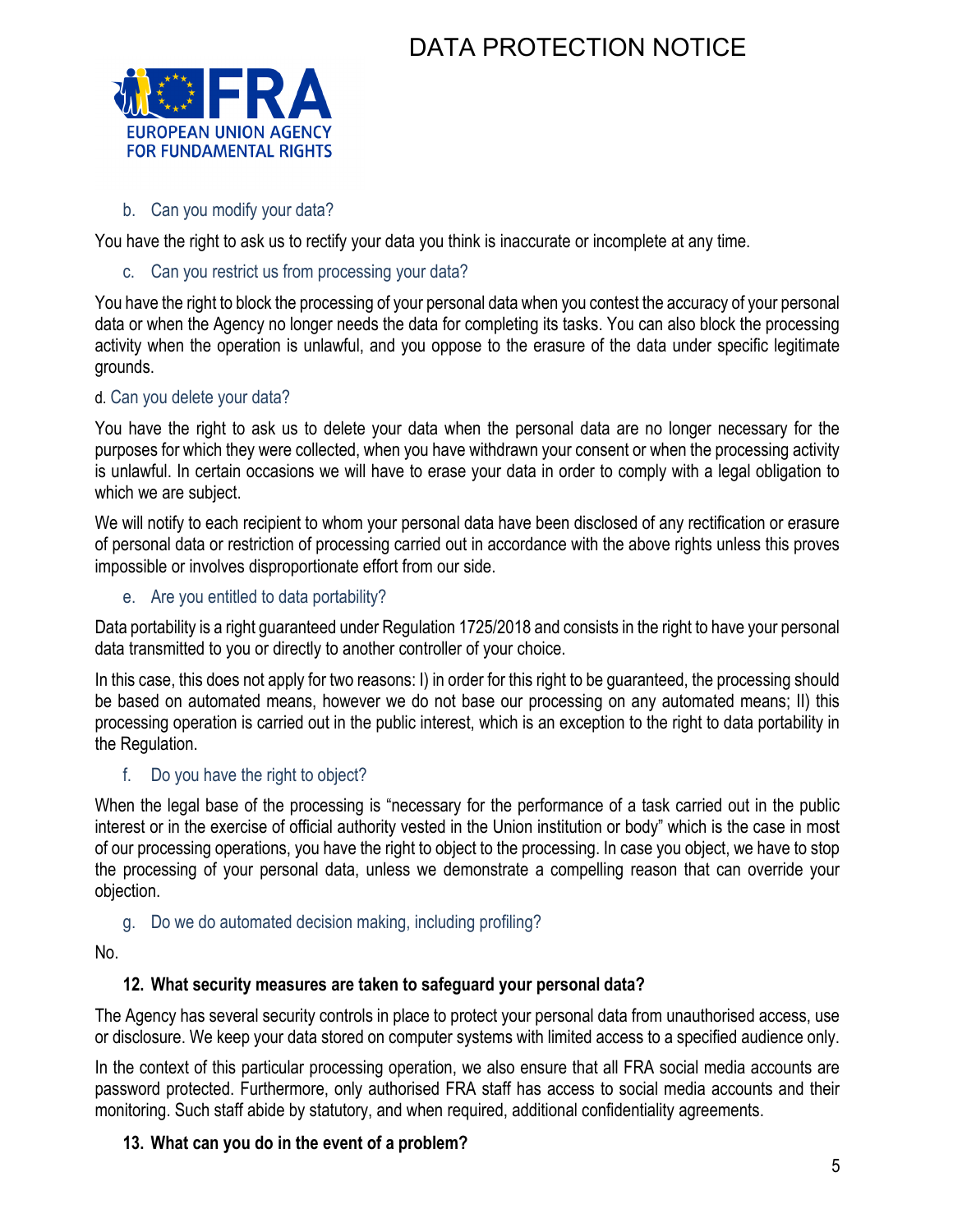### b. Can you modify your data?

You have the right to ask us to rectify your data you think is inaccurate or incomplete at any time.

### c. Can you restrict us from processing your data?

You have the right to block the processing of your personal data when you contest the accuracy of your personal data or when the Agency no longer needs the data for completing its tasks. You can also block the processing activity when the operation is unlawful, and you oppose to the erasure of the data under specific legitimate grounds.

### d. Can you delete your data?

You have the right to ask us to delete your data when the personal data are no longer necessary for the purposes for which they were collected, when you have withdrawn your consent or when the processing activity is unlawful. In certain occasions we will have to erase your data in order to comply with a legal obligation to which we are subject.

We will notify to each recipient to whom your personal data have been disclosed of any rectification or erasure of personal data or restriction of processing carried out in accordance with the above rights unless this proves impossible or involves disproportionate effort from our side.

### e. Are you entitled to data portability?

Data portability is a right guaranteed under Regulation 1725/2018 and consists in the right to have your personal data transmitted to you or directly to another controller of your choice.

In this case, this does not apply for two reasons: I) in order for this right to be guaranteed, the processing should be based on automated means, however we do not base our processing on any automated means; II) this processing operation is carried out in the public interest, which is an exception to the right to data portability in the Regulation.

### f. Do you have the right to object?

When the legal base of the processing is "necessary for the performance of a task carried out in the public interest or in the exercise of official authority vested in the Union institution or body" which is the case in most of our processing operations, you have the right to object to the processing. In case you object, we have to stop the processing of your personal data, unless we demonstrate a compelling reason that can override your objection.

### g. Do we do automated decision making, including profiling?

No.

## 12. What security measures are taken to safeguard your personal data?

The Agency has several security controls in place to protect your personal data from unauthorised access, use or disclosure. We keep your data stored on computer systems with limited access to a specified audience only.

In the context of this particular processing operation, we also ensure that all FRA social media accounts are password protected. Furthermore, only authorised FRA staff has access to social media accounts and their monitoring. Such staff abide by statutory, and when required, additional confidentiality agreements.

## 13. What can you do in the event of a problem?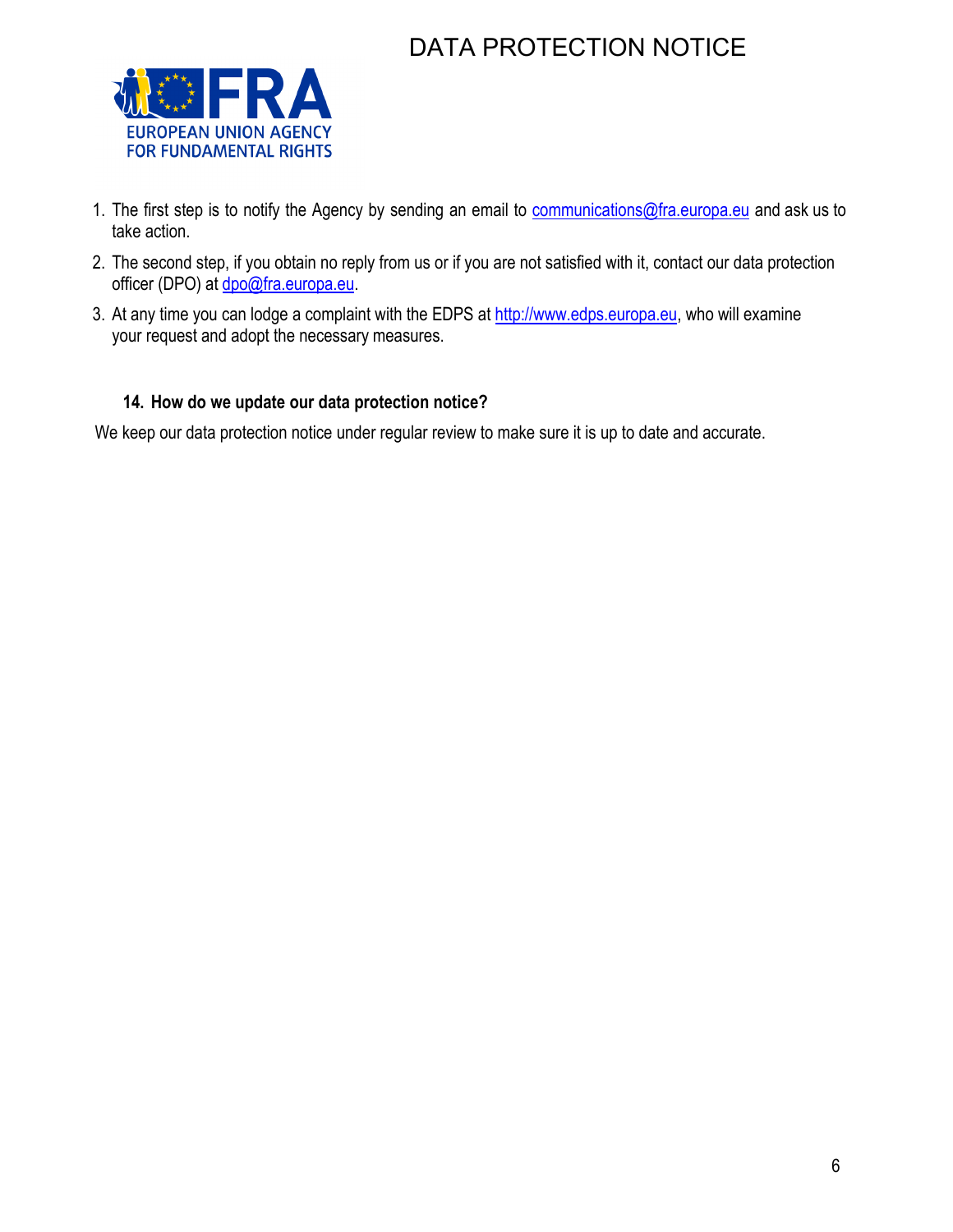1. The first step is to notify the Agency by sending an email to communications@fra.europa.eu and ask us to take action.
2. The second step, if you obtain no reply from us or if you are not satisfied with it, contact our data protection officer (DPO) at dpo@fra.europa.eu.
3. At any time you can lodge a complaint with the EDPS at http://www.edps.europa.eu, who will examine your request and adopt the necessary measures.

### 14. How do we update our data protection notice?

We keep our data protection notice under regular review to make sure it is up to date and accurate.